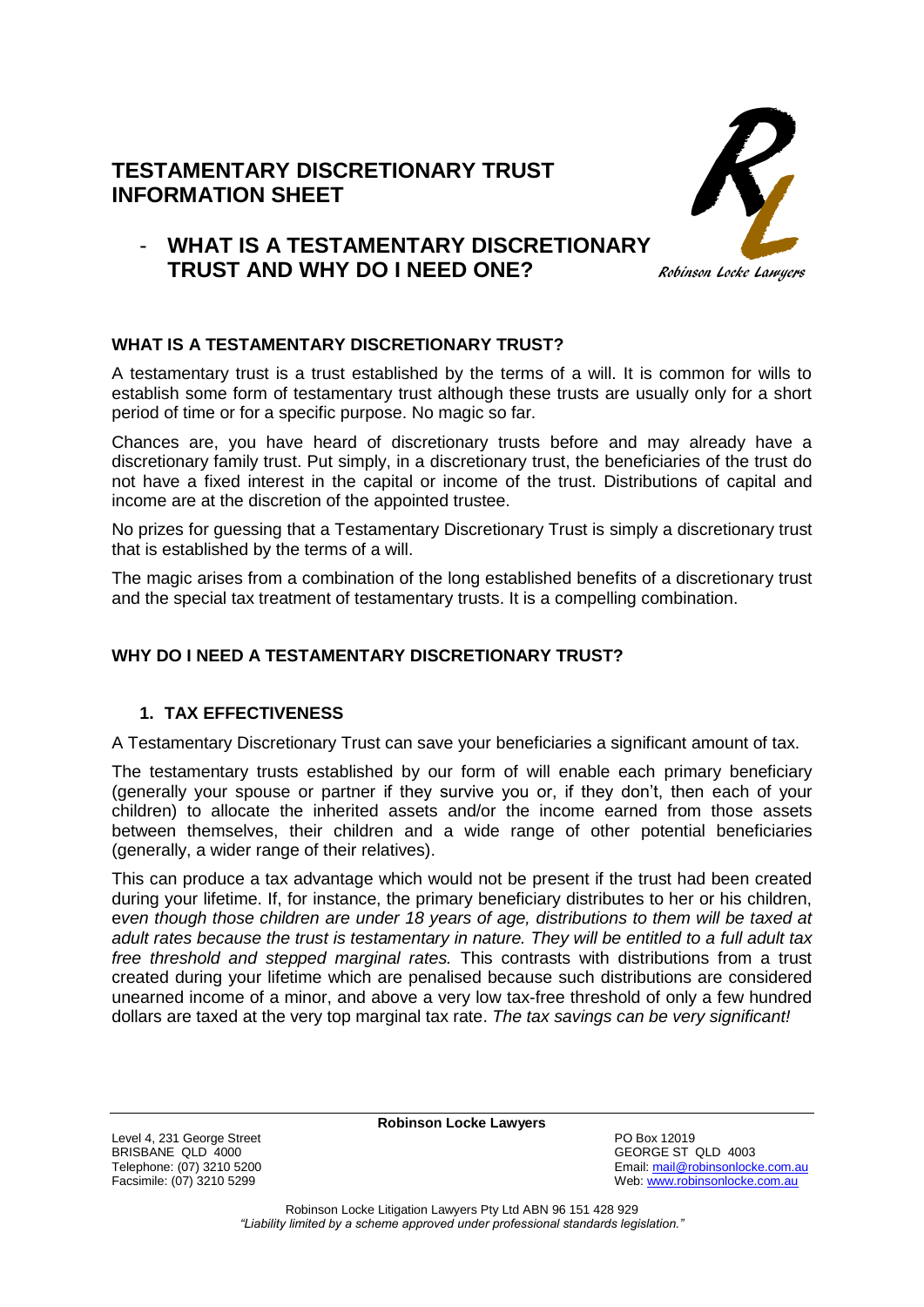# TESTAMENTARY DISCRETIONARY TRUST INFORMATION SHEET

## - WHAT IS A TESTAMENTARY DISCRETIONARY TRUST AND WHY DO I NEED ONE?

### WHAT IS A TESTAMENTARY DISCRETIONARY TRUST?

A testamentary trust is a trust established by the terms of a will. It is common for wills to establish some form of testamentary trust although these trusts are usually only for a short period of time or for a specific purpose. No magic so far.

Chances are, you have heard of discretionary trusts before and may already have a discretionary family trust. Put simply, in a discretionary trust, the beneficiaries of the trust do not have a fixed interest in the capital or income of the trust. Distributions of capital and income are at the discretion of the appointed trustee.

No prizes for guessing that a Testamentary Discretionary Trust is simply a discretionary trust that is established by the terms of a will.

The magic arises from a combination of the long established benefits of a discretionary trust and the special tax treatment of testamentary trusts. It is a compelling combination.

### WHY DO I NEED A TESTAMENTARY DISCRETIONARY TRUST?

#### 1. TAX EFFECTIVENESS

A Testamentary Discretionary Trust can save your beneficiaries a significant amount of tax.

The testamentary trusts established by our form of will enable each primary beneficiary (generally your spouse or partner if they survive you or, if they don't, then each of your children) to allocate the inherited assets and/or the income earned from those assets between themselves, their children and a wide range of other potential beneficiaries (generally, a wider range of their relatives).

This can produce a tax advantage which would not be present if the trust had been created during your lifetime. If, for instance, the primary beneficiary distributes to her or his children, *even though those children are under 18 years of age, distributions to them will be taxed at adult rates because the trust is testamentary in nature. They will be entitled to a full adult tax free threshold and stepped marginal rates.* This contrasts with distributions from a trust created during your lifetime which are penalised because such distributions are considered unearned income of a minor, and above a very low tax-free threshold of only a few hundred dollars are taxed at the very top marginal tax rate. *The tax savings can be very significant!*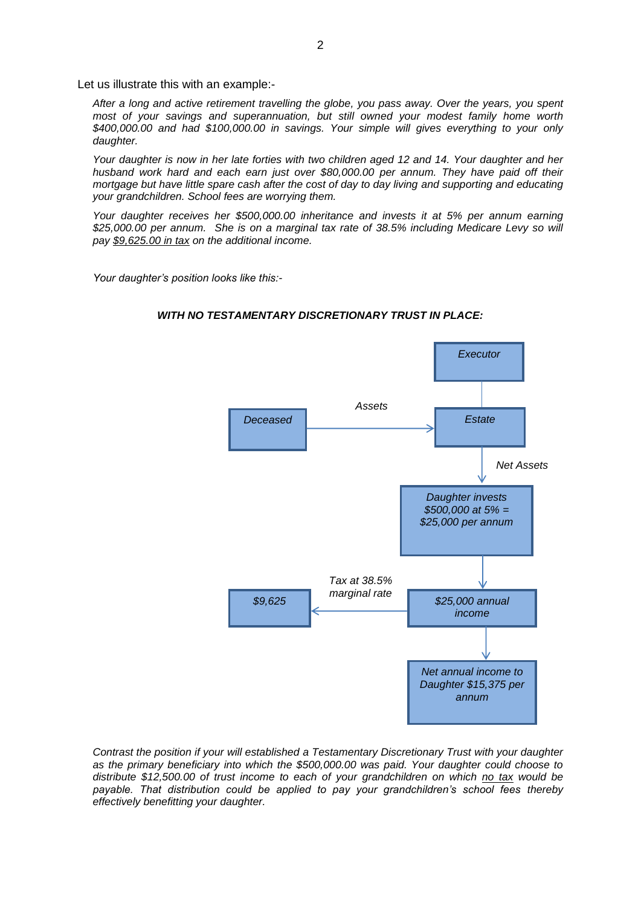Let us illustrate this with an example:-

*After a long and active retirement travelling the globe, you pass away. Over the years, you spent most of your savings and superannuation, but still owned your modest family home worth $400,000.00 and had $100,000.00 in savings. Your simple will gives everything to your only daughter.*

*Your daughter is now in her late forties with two children aged 12 and 14. Your daughter and her husband work hard and each earn just over $80,000.00 per annum. They have paid off their mortgage but have little spare cash after the cost of day to day living and supporting and educating your grandchildren. School fees are worrying them.*

*Your daughter receives her $500,000.00 inheritance and invests it at 5% per annum earning $25,000.00 per annum. She is on a marginal tax rate of 38.5% including Medicare Levy so will pay <u>$9,625.00 in tax</u> on the additional income.*

*Your daughter's position looks like this:-*

***WITH NO TESTAMENTARY DISCRETIONARY TRUST IN PLACE:***

*Executor*

*Deceased* → *Assets* → *Estate*

*Net Assets*

*Daughter invests $500,000 at 5% = $25,000 per annum*

*$25,000 annual income* → *Tax at 38.5% marginal rate* → *$9,625*

*Net annual income to Daughter $15,375 per annum*

*Contrast the position if your will established a Testamentary Discretionary Trust with your daughter as the primary beneficiary into which the $500,000.00 was paid. Your daughter could choose to distribute $12,500.00 of trust income to each of your grandchildren on which <u>no tax</u> would be payable. That distribution could be applied to pay your grandchildren's school fees thereby effectively benefitting your daughter.*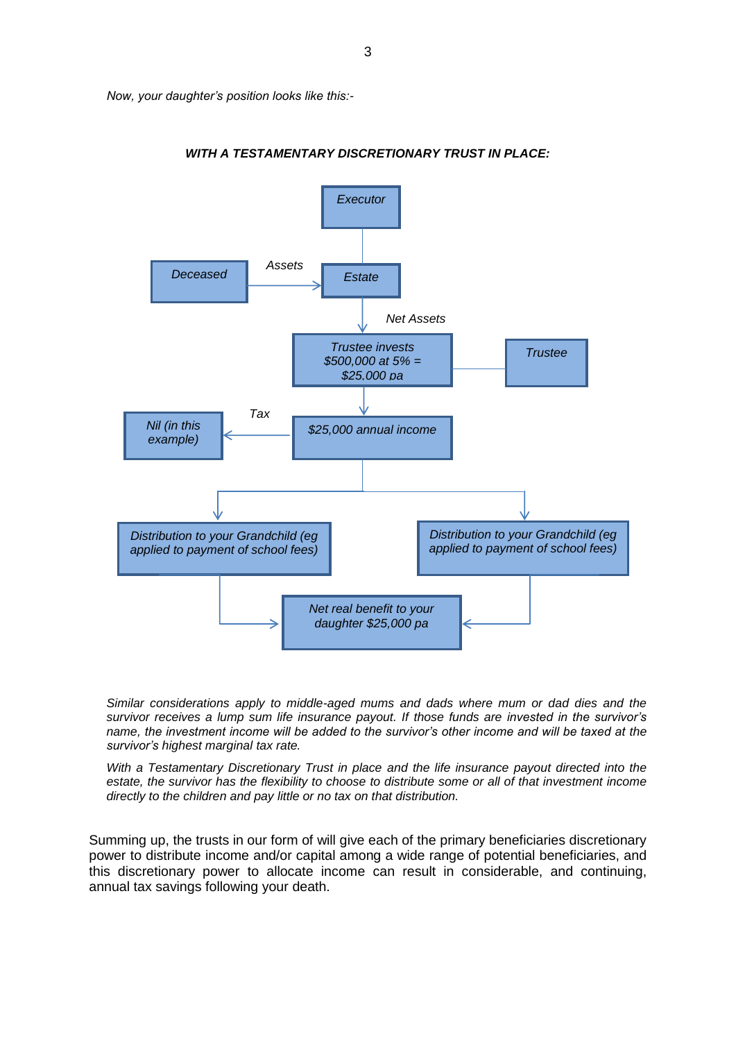*Now, your daughter's position looks like this:-*

***WITH A TESTAMENTARY DISCRETIONARY TRUST IN PLACE:***

*Executor*

*Deceased* → *Assets* → *Estate*

*Net Assets*

*Trustee invests $500,000 at 5% = $25,000 pa* — *Trustee*

*$25,000 annual income* → *Tax* → *Nil (in this example)*

*Distribution to your Grandchild (eg applied to payment of school fees)*

*Distribution to your Grandchild (eg applied to payment of school fees)*

*Net real benefit to your daughter $25,000 pa*

*Similar considerations apply to middle-aged mums and dads where mum or dad dies and the survivor receives a lump sum life insurance payout. If those funds are invested in the survivor's name, the investment income will be added to the survivor's other income and will be taxed at the survivor's highest marginal tax rate.*

*With a Testamentary Discretionary Trust in place and the life insurance payout directed into the estate, the survivor has the flexibility to choose to distribute some or all of that investment income directly to the children and pay little or no tax on that distribution.*

Summing up, the trusts in our form of will give each of the primary beneficiaries discretionary power to distribute income and/or capital among a wide range of potential beneficiaries, and this discretionary power to allocate income can result in considerable, and continuing, annual tax savings following your death.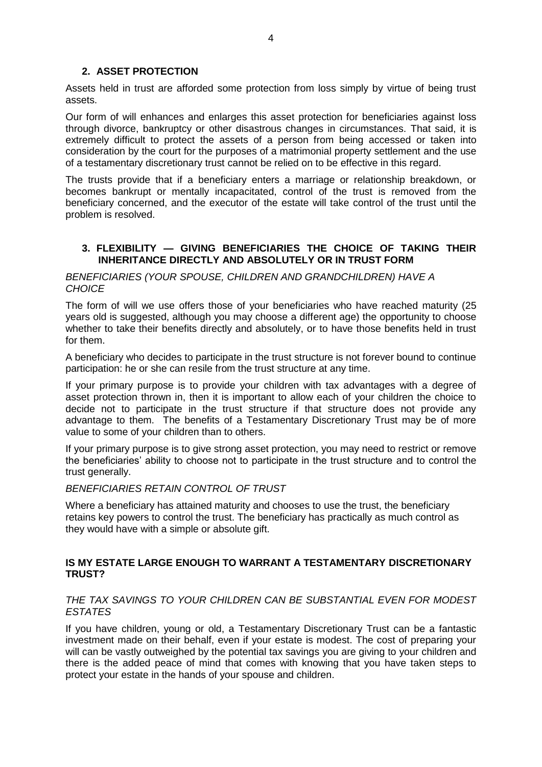## 2. ASSET PROTECTION

Assets held in trust are afforded some protection from loss simply by virtue of being trust assets.

Our form of will enhances and enlarges this asset protection for beneficiaries against loss through divorce, bankruptcy or other disastrous changes in circumstances. That said, it is extremely difficult to protect the assets of a person from being accessed or taken into consideration by the court for the purposes of a matrimonial property settlement and the use of a testamentary discretionary trust cannot be relied on to be effective in this regard.

The trusts provide that if a beneficiary enters a marriage or relationship breakdown, or becomes bankrupt or mentally incapacitated, control of the trust is removed from the beneficiary concerned, and the executor of the estate will take control of the trust until the problem is resolved.

## 3. FLEXIBILITY — GIVING BENEFICIARIES THE CHOICE OF TAKING THEIR INHERITANCE DIRECTLY AND ABSOLUTELY OR IN TRUST FORM

*BENEFICIARIES (YOUR SPOUSE, CHILDREN AND GRANDCHILDREN) HAVE A CHOICE*

The form of will we use offers those of your beneficiaries who have reached maturity (25 years old is suggested, although you may choose a different age) the opportunity to choose whether to take their benefits directly and absolutely, or to have those benefits held in trust for them.

A beneficiary who decides to participate in the trust structure is not forever bound to continue participation: he or she can resile from the trust structure at any time.

If your primary purpose is to provide your children with tax advantages with a degree of asset protection thrown in, then it is important to allow each of your children the choice to decide not to participate in the trust structure if that structure does not provide any advantage to them. The benefits of a Testamentary Discretionary Trust may be of more value to some of your children than to others.

If your primary purpose is to give strong asset protection, you may need to restrict or remove the beneficiaries' ability to choose not to participate in the trust structure and to control the trust generally.

*BENEFICIARIES RETAIN CONTROL OF TRUST*

Where a beneficiary has attained maturity and chooses to use the trust, the beneficiary retains key powers to control the trust. The beneficiary has practically as much control as they would have with a simple or absolute gift.

## IS MY ESTATE LARGE ENOUGH TO WARRANT A TESTAMENTARY DISCRETIONARY TRUST?

*THE TAX SAVINGS TO YOUR CHILDREN CAN BE SUBSTANTIAL EVEN FOR MODEST ESTATES*

If you have children, young or old, a Testamentary Discretionary Trust can be a fantastic investment made on their behalf, even if your estate is modest. The cost of preparing your will can be vastly outweighed by the potential tax savings you are giving to your children and there is the added peace of mind that comes with knowing that you have taken steps to protect your estate in the hands of your spouse and children.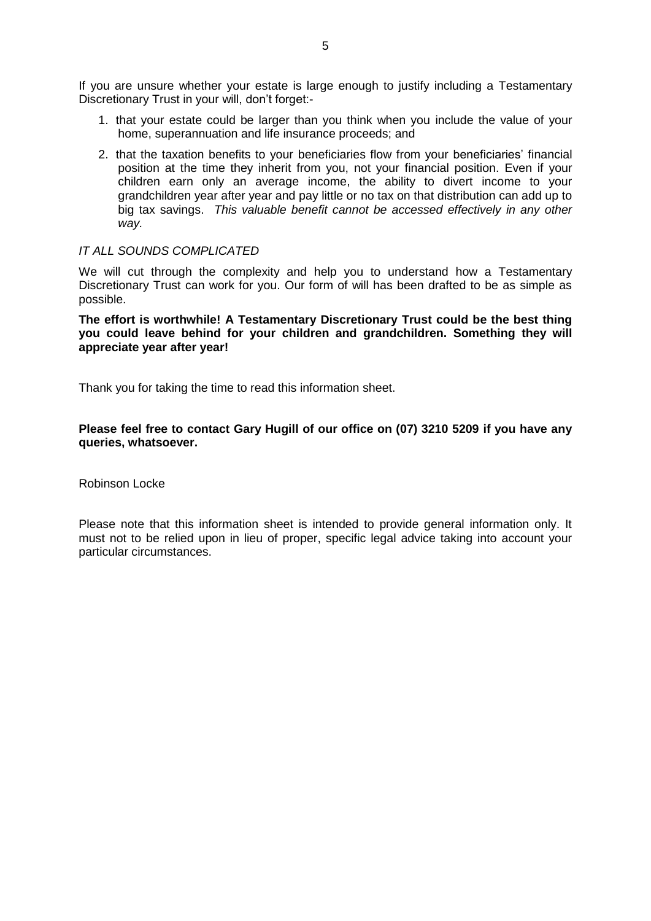If you are unsure whether your estate is large enough to justify including a Testamentary Discretionary Trust in your will, don't forget:-

1. that your estate could be larger than you think when you include the value of your home, superannuation and life insurance proceeds; and
2. that the taxation benefits to your beneficiaries flow from your beneficiaries' financial position at the time they inherit from you, not your financial position. Even if your children earn only an average income, the ability to divert income to your grandchildren year after year and pay little or no tax on that distribution can add up to big tax savings. *This valuable benefit cannot be accessed effectively in any other way.*

*IT ALL SOUNDS COMPLICATED*

We will cut through the complexity and help you to understand how a Testamentary Discretionary Trust can work for you. Our form of will has been drafted to be as simple as possible.

**The effort is worthwhile! A Testamentary Discretionary Trust could be the best thing you could leave behind for your children and grandchildren. Something they will appreciate year after year!**

Thank you for taking the time to read this information sheet.

**Please feel free to contact Gary Hugill of our office on (07) 3210 5209 if you have any queries, whatsoever.**

Robinson Locke

Please note that this information sheet is intended to provide general information only. It must not to be relied upon in lieu of proper, specific legal advice taking into account your particular circumstances.